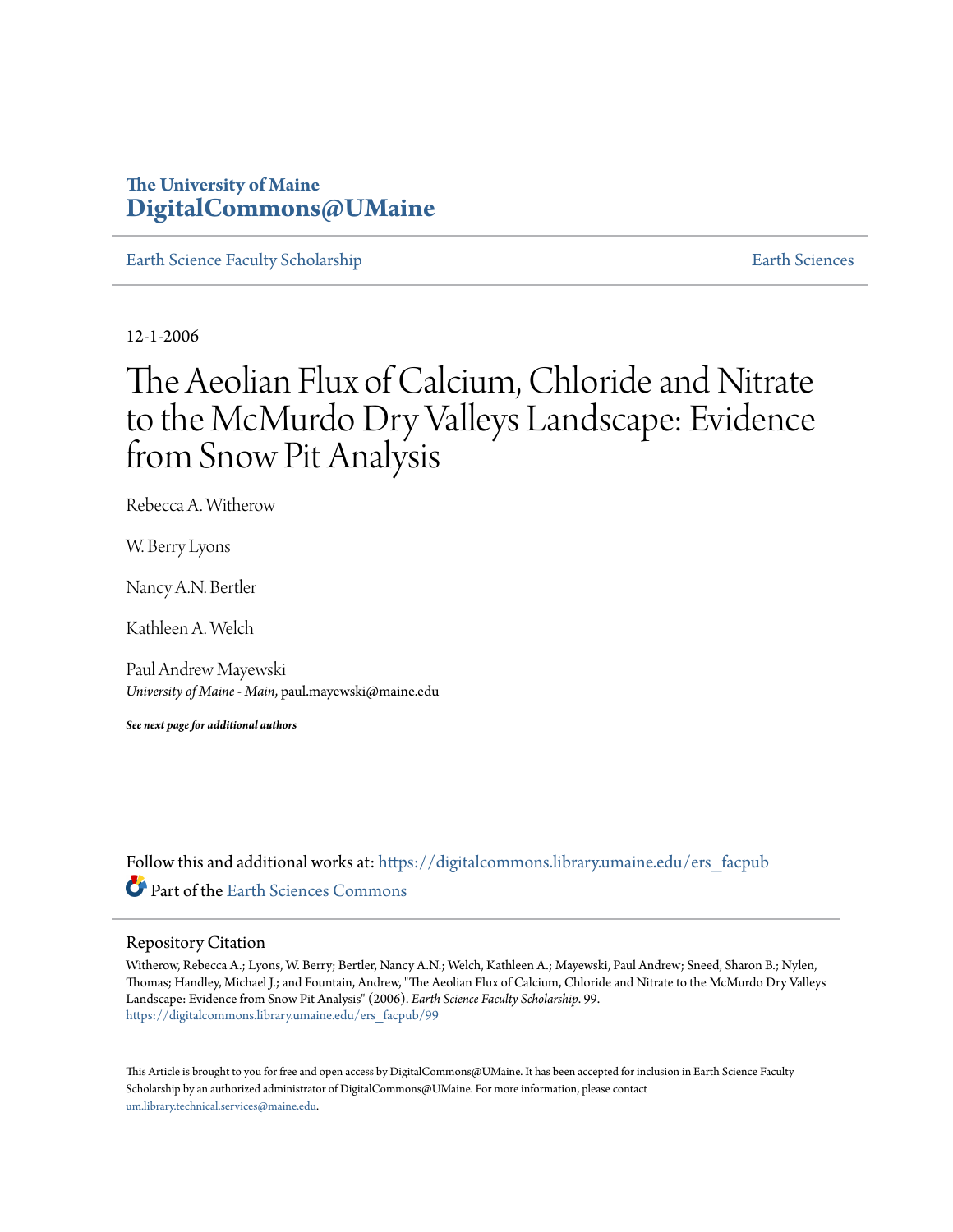The University of Maine
**DigitalCommons@UMaine**

Earth Science Faculty Scholarship | Earth Sciences

12-1-2006

# The Aeolian Flux of Calcium, Chloride and Nitrate to the McMurdo Dry Valleys Landscape: Evidence from Snow Pit Analysis

Rebecca A. Witherow

W. Berry Lyons

Nancy A.N. Bertler

Kathleen A. Welch

Paul Andrew Mayewski
*University of Maine - Main*, paul.mayewski@maine.edu

***See next page for additional authors***

Follow this and additional works at: https://digitalcommons.library.umaine.edu/ers_facpub

Part of the Earth Sciences Commons

## Repository Citation

Witherow, Rebecca A.; Lyons, W. Berry; Bertler, Nancy A.N.; Welch, Kathleen A.; Mayewski, Paul Andrew; Sneed, Sharon B.; Nylen, Thomas; Handley, Michael J.; and Fountain, Andrew, "The Aeolian Flux of Calcium, Chloride and Nitrate to the McMurdo Dry Valleys Landscape: Evidence from Snow Pit Analysis" (2006). *Earth Science Faculty Scholarship*. 99.
https://digitalcommons.library.umaine.edu/ers_facpub/99

This Article is brought to you for free and open access by DigitalCommons@UMaine. It has been accepted for inclusion in Earth Science Faculty Scholarship by an authorized administrator of DigitalCommons@UMaine. For more information, please contact um.library.technical.services@maine.edu.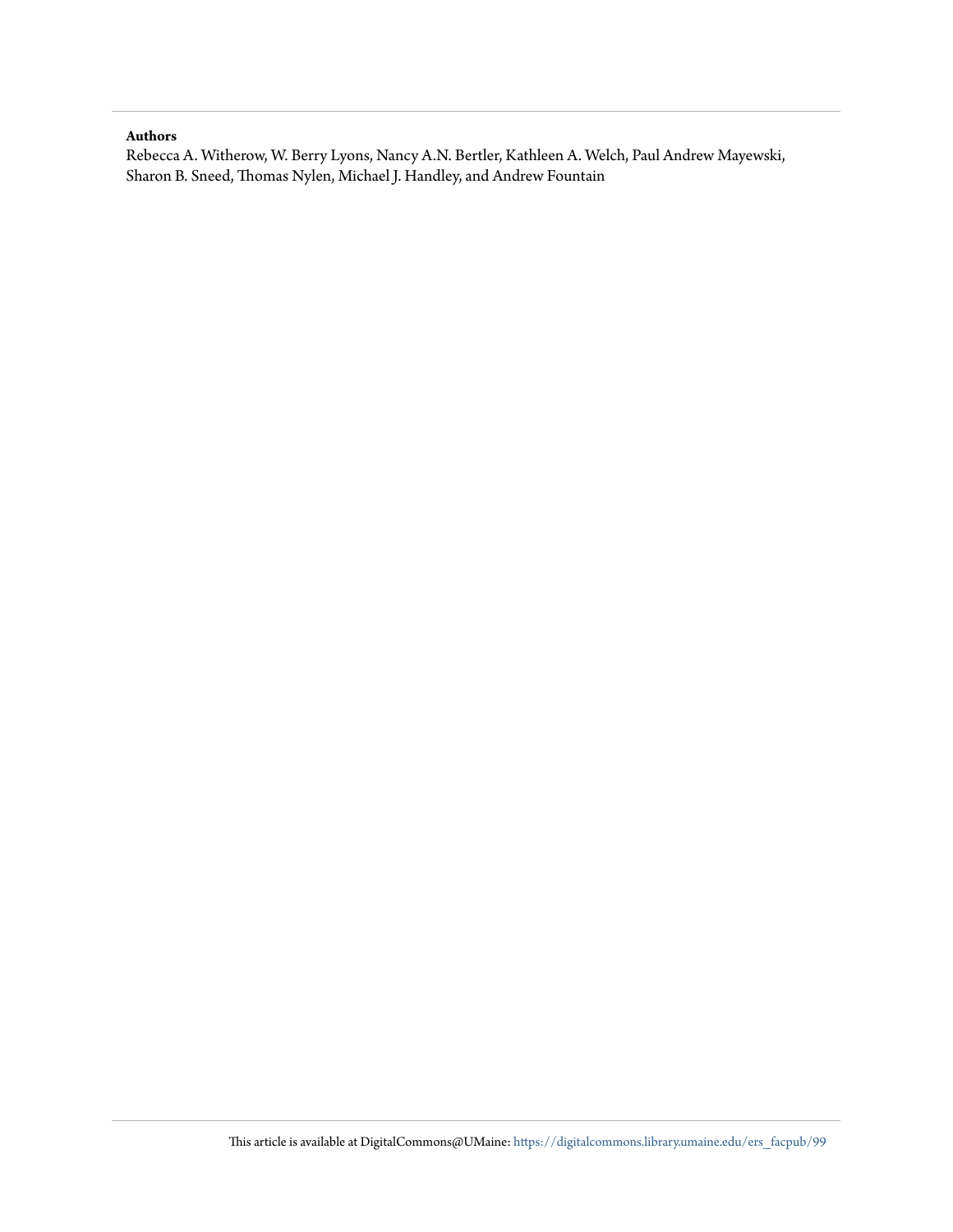**Authors**

Rebecca A. Witherow, W. Berry Lyons, Nancy A.N. Bertler, Kathleen A. Welch, Paul Andrew Mayewski, Sharon B. Sneed, Thomas Nylen, Michael J. Handley, and Andrew Fountain

This article is available at DigitalCommons@UMaine: https://digitalcommons.library.umaine.edu/ers_facpub/99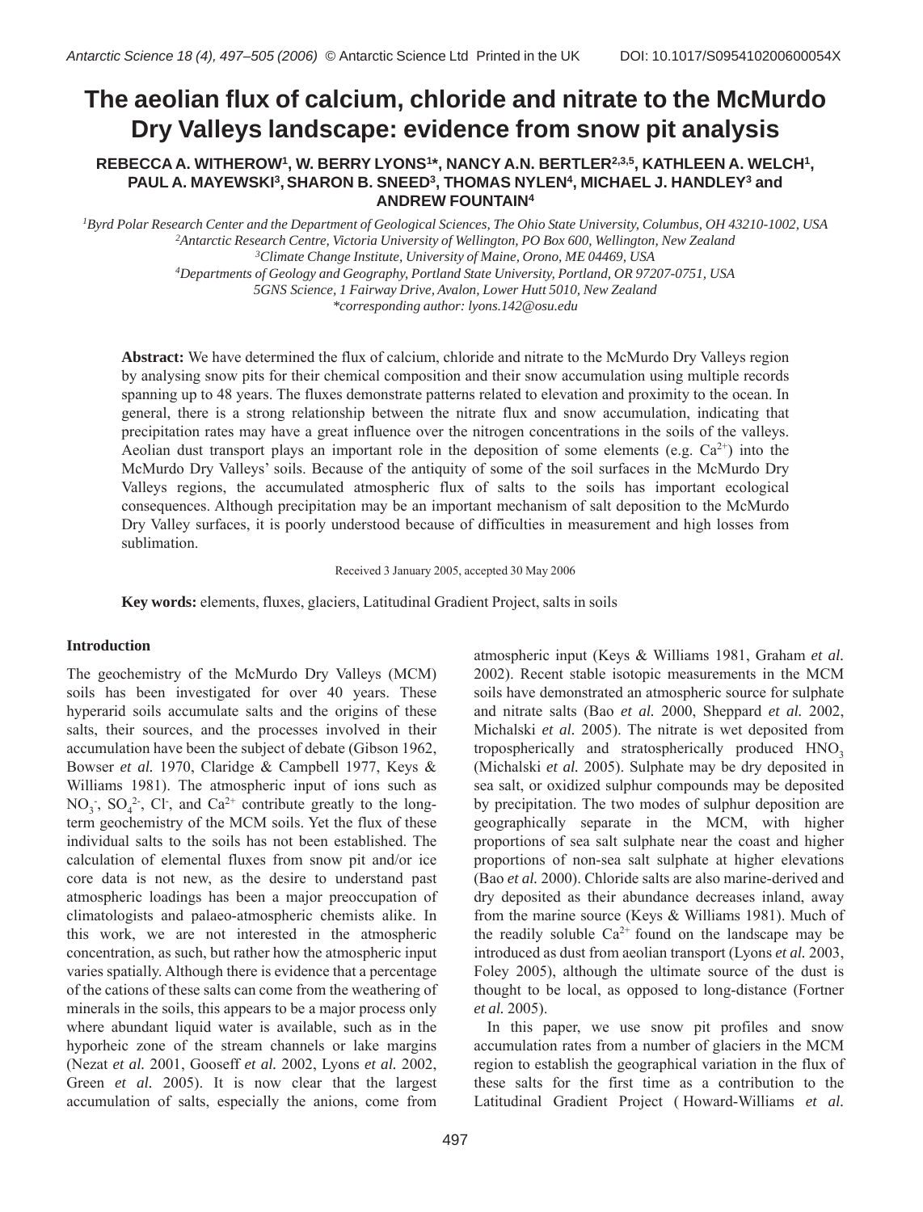# The aeolian flux of calcium, chloride and nitrate to the McMurdo Dry Valleys landscape: evidence from snow pit analysis

**REBECCA A. WITHEROW[1], W. BERRY LYONS[1]*, NANCY A.N. BERTLER[2,3,5], KATHLEEN A. WELCH[1], PAUL A. MAYEWSKI[3], SHARON B. SNEED[3], THOMAS NYLEN[4], MICHAEL J. HANDLEY[3] and ANDREW FOUNTAIN[4]**

[1]*Byrd Polar Research Center and the Department of Geological Sciences, The Ohio State University, Columbus, OH 43210-1002, USA*
[2]*Antarctic Research Centre, Victoria University of Wellington, PO Box 600, Wellington, New Zealand*
[3]*Climate Change Institute, University of Maine, Orono, ME 04469, USA*
[4]*Departments of Geology and Geography, Portland State University, Portland, OR 97207-0751, USA*
*5GNS Science, 1 Fairway Drive, Avalon, Lower Hutt 5010, New Zealand*
*\*corresponding author: lyons.142@osu.edu*

**Abstract:** We have determined the flux of calcium, chloride and nitrate to the McMurdo Dry Valleys region by analysing snow pits for their chemical composition and their snow accumulation using multiple records spanning up to 48 years. The fluxes demonstrate patterns related to elevation and proximity to the ocean. In general, there is a strong relationship between the nitrate flux and snow accumulation, indicating that precipitation rates may have a great influence over the nitrogen concentrations in the soils of the valleys. Aeolian dust transport plays an important role in the deposition of some elements (e.g. $Ca^{2+}$) into the McMurdo Dry Valleys' soils. Because of the antiquity of some of the soil surfaces in the McMurdo Dry Valleys regions, the accumulated atmospheric flux of salts to the soils has important ecological consequences. Although precipitation may be an important mechanism of salt deposition to the McMurdo Dry Valley surfaces, it is poorly understood because of difficulties in measurement and high losses from sublimation.

Received 3 January 2005, accepted 30 May 2006

**Key words:** elements, fluxes, glaciers, Latitudinal Gradient Project, salts in soils

## Introduction

The geochemistry of the McMurdo Dry Valleys (MCM) soils has been investigated for over 40 years. These hyperarid soils accumulate salts and the origins of these salts, their sources, and the processes involved in their accumulation have been the subject of debate (Gibson 1962, Bowser *et al.* 1970, Claridge & Campbell 1977, Keys & Williams 1981). The atmospheric input of ions such as $NO_3^-$, $SO_4^{2-}$, $Cl^-$, and $Ca^{2+}$ contribute greatly to the long-term geochemistry of the MCM soils. Yet the flux of these individual salts to the soils has not been established. The calculation of elemental fluxes from snow pit and/or ice core data is not new, as the desire to understand past atmospheric loadings has been a major preoccupation of climatologists and palaeo-atmospheric chemists alike. In this work, we are not interested in the atmospheric concentration, as such, but rather how the atmospheric input varies spatially. Although there is evidence that a percentage of the cations of these salts can come from the weathering of minerals in the soils, this appears to be a major process only where abundant liquid water is available, such as in the hyporheic zone of the stream channels or lake margins (Nezat *et al.* 2001, Gooseff *et al.* 2002, Lyons *et al.* 2002, Green *et al.* 2005). It is now clear that the largest accumulation of salts, especially the anions, come from atmospheric input (Keys & Williams 1981, Graham *et al.* 2002). Recent stable isotopic measurements in the MCM soils have demonstrated an atmospheric source for sulphate and nitrate salts (Bao *et al.* 2000, Sheppard *et al.* 2002, Michalski *et al.* 2005). The nitrate is wet deposited from tropospherically and stratospherically produced $HNO_3$ (Michalski *et al.* 2005). Sulphate may be dry deposited in sea salt, or oxidized sulphur compounds may be deposited by precipitation. The two modes of sulphur deposition are geographically separate in the MCM, with higher proportions of sea salt sulphate near the coast and higher proportions of non-sea salt sulphate at higher elevations (Bao *et al.* 2000). Chloride salts are also marine-derived and dry deposited as their abundance decreases inland, away from the marine source (Keys & Williams 1981). Much of the readily soluble $Ca^{2+}$ found on the landscape may be introduced as dust from aeolian transport (Lyons *et al.* 2003, Foley 2005), although the ultimate source of the dust is thought to be local, as opposed to long-distance (Fortner *et al.* 2005).

In this paper, we use snow pit profiles and snow accumulation rates from a number of glaciers in the MCM region to establish the geographical variation in the flux of these salts for the first time as a contribution to the Latitudinal Gradient Project (Howard-Williams *et al.*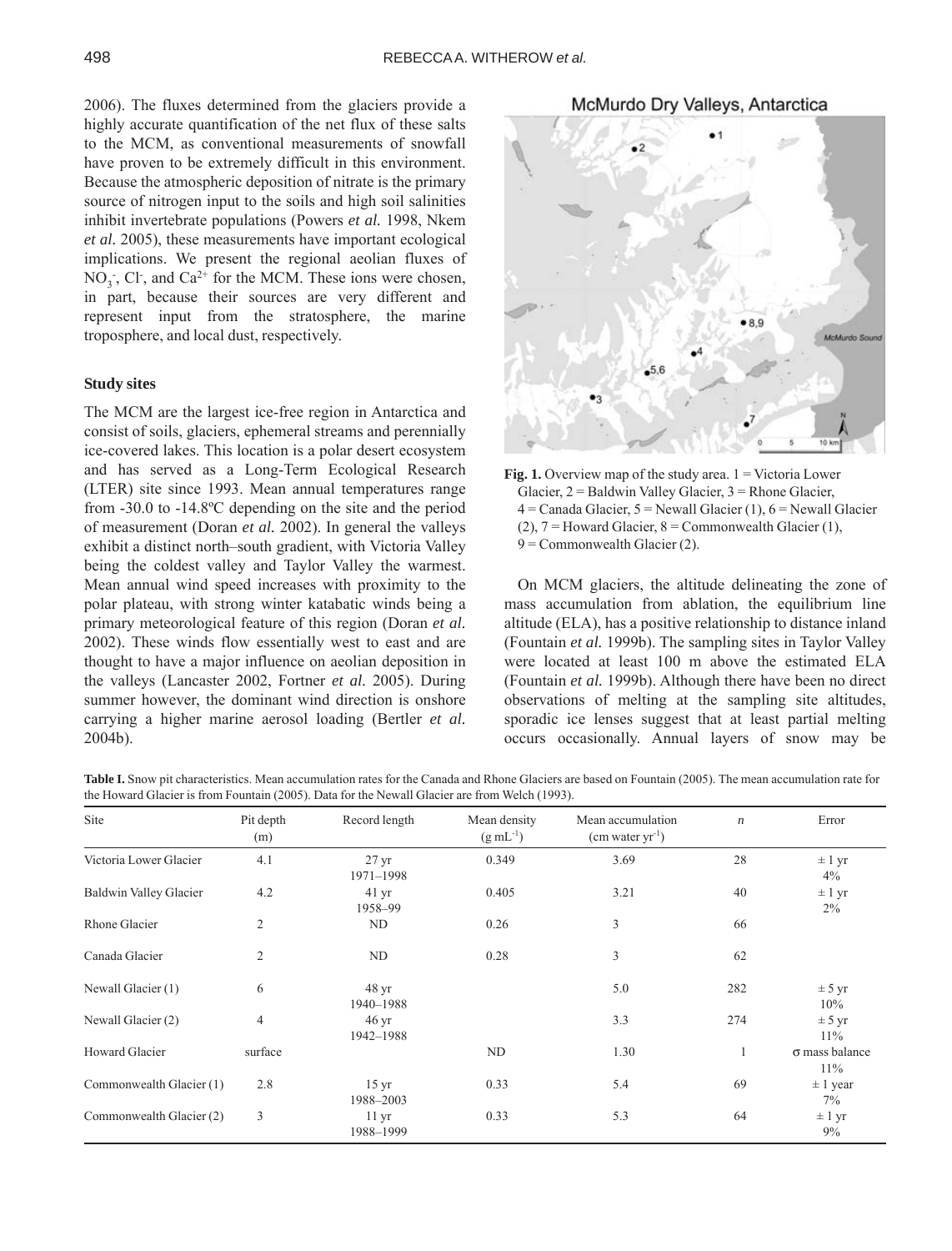2006). The fluxes determined from the glaciers provide a highly accurate quantification of the net flux of these salts to the MCM, as conventional measurements of snowfall have proven to be extremely difficult in this environment. Because the atmospheric deposition of nitrate is the primary source of nitrogen input to the soils and high soil salinities inhibit invertebrate populations (Powers *et al.* 1998, Nkem *et al.* 2005), these measurements have important ecological implications. We present the regional aeolian fluxes of $NO_3^-$, $Cl^-$, and $Ca^{2+}$ for the MCM. These ions were chosen, in part, because their sources are very different and represent input from the stratosphere, the marine troposphere, and local dust, respectively.

### Study sites

The MCM are the largest ice-free region in Antarctica and consist of soils, glaciers, ephemeral streams and perennially ice-covered lakes. This location is a polar desert ecosystem and has served as a Long-Term Ecological Research (LTER) site since 1993. Mean annual temperatures range from -30.0 to -14.8ºC depending on the site and the period of measurement (Doran *et al.* 2002). In general the valleys exhibit a distinct north–south gradient, with Victoria Valley being the coldest valley and Taylor Valley the warmest. Mean annual wind speed increases with proximity to the polar plateau, with strong winter katabatic winds being a primary meteorological feature of this region (Doran *et al.* 2002). These winds flow essentially west to east and are thought to have a major influence on aeolian deposition in the valleys (Lancaster 2002, Fortner *et al.* 2005). During summer however, the dominant wind direction is onshore carrying a higher marine aerosol loading (Bertler *et al.* 2004b).

McMurdo Dry Valleys, Antarctica

**Fig. 1.** Overview map of the study area. 1 = Victoria Lower Glacier, 2 = Baldwin Valley Glacier, 3 = Rhone Glacier, 4 = Canada Glacier, 5 = Newall Glacier (1), 6 = Newall Glacier (2), 7 = Howard Glacier, 8 = Commonwealth Glacier (1), 9 = Commonwealth Glacier (2).

On MCM glaciers, the altitude delineating the zone of mass accumulation from ablation, the equilibrium line altitude (ELA), has a positive relationship to distance inland (Fountain *et al.* 1999b). The sampling sites in Taylor Valley were located at least 100 m above the estimated ELA (Fountain *et al.* 1999b). Although there have been no direct observations of melting at the sampling site altitudes, sporadic ice lenses suggest that at least partial melting occurs occasionally. Annual layers of snow may be

**Table I.** Snow pit characteristics. Mean accumulation rates for the Canada and Rhone Glaciers are based on Fountain (2005). The mean accumulation rate for the Howard Glacier is from Fountain (2005). Data for the Newall Glacier are from Welch (1993).

| Site | Pit depth (m) | Record length | Mean density ($g\ mL^{-1}$) | Mean accumulation (cm water $yr^{-1}$) | $n$ | Error |
|---|---|---|---|---|---|---|
| Victoria Lower Glacier | 4.1 | 27 yr 1971–1998 | 0.349 | 3.69 | 28 | ± 1 yr 4% |
| Baldwin Valley Glacier | 4.2 | 41 yr 1958–99 | 0.405 | 3.21 | 40 | ± 1 yr 2% |
| Rhone Glacier | 2 | ND | 0.26 | 3 | 66 | |
| Canada Glacier | 2 | ND | 0.28 | 3 | 62 | |
| Newall Glacier (1) | 6 | 48 yr 1940–1988 | | 5.0 | 282 | ± 5 yr 10% |
| Newall Glacier (2) | 4 | 46 yr 1942–1988 | | 3.3 | 274 | ± 5 yr 11% |
| Howard Glacier | surface | | ND | 1.30 | 1 | σ mass balance 11% |
| Commonwealth Glacier (1) | 2.8 | 15 yr 1988–2003 | 0.33 | 5.4 | 69 | ± 1 year 7% |
| Commonwealth Glacier (2) | 3 | 11 yr 1988–1999 | 0.33 | 5.3 | 64 | ± 1 yr 9% |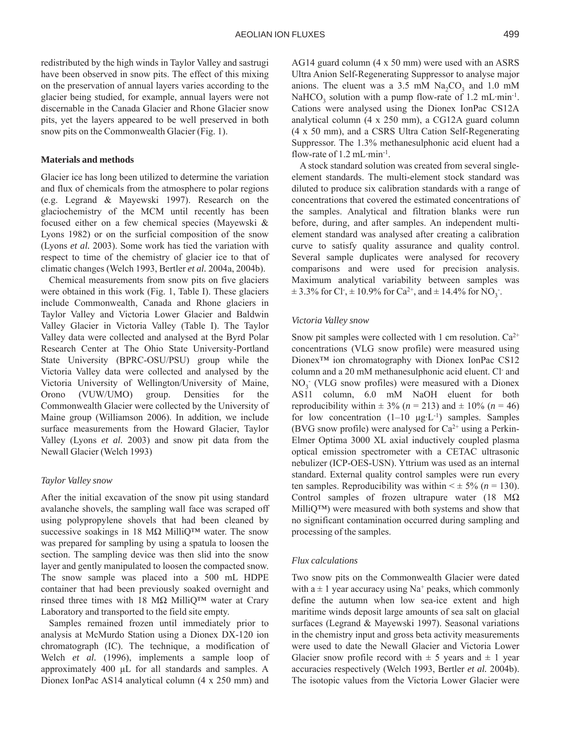redistributed by the high winds in Taylor Valley and sastrugi have been observed in snow pits. The effect of this mixing on the preservation of annual layers varies according to the glacier being studied, for example, annual layers were not discernable in the Canada Glacier and Rhone Glacier snow pits, yet the layers appeared to be well preserved in both snow pits on the Commonwealth Glacier (Fig. 1).

## Materials and methods

Glacier ice has long been utilized to determine the variation and flux of chemicals from the atmosphere to polar regions (e.g. Legrand & Mayewski 1997). Research on the glaciochemistry of the MCM until recently has been focused either on a few chemical species (Mayewski & Lyons 1982) or on the surficial composition of the snow (Lyons *et al.* 2003). Some work has tied the variation with respect to time of the chemistry of glacier ice to that of climatic changes (Welch 1993, Bertler *et al.* 2004a, 2004b).

Chemical measurements from snow pits on five glaciers were obtained in this work (Fig. 1, Table I). These glaciers include Commonwealth, Canada and Rhone glaciers in Taylor Valley and Victoria Lower Glacier and Baldwin Valley Glacier in Victoria Valley (Table I). The Taylor Valley data were collected and analysed at the Byrd Polar Research Center at The Ohio State University-Portland State University (BPRC-OSU/PSU) group while the Victoria Valley data were collected and analysed by the Victoria University of Wellington/University of Maine, Orono (VUW/UMO) group. Densities for the Commonwealth Glacier were collected by the University of Maine group (Williamson 2006). In addition, we include surface measurements from the Howard Glacier, Taylor Valley (Lyons *et al.* 2003) and snow pit data from the Newall Glacier (Welch 1993)

### *Taylor Valley snow*

After the initial excavation of the snow pit using standard avalanche shovels, the sampling wall face was scraped off using polypropylene shovels that had been cleaned by successive soakings in 18 MΩ MilliQ™ water. The snow was prepared for sampling by using a spatula to loosen the section. The sampling device was then slid into the snow layer and gently manipulated to loosen the compacted snow. The snow sample was placed into a 500 mL HDPE container that had been previously soaked overnight and rinsed three times with 18 MΩ MilliQ™ water at Crary Laboratory and transported to the field site empty.

Samples remained frozen until immediately prior to analysis at McMurdo Station using a Dionex DX-120 ion chromatograph (IC). The technique, a modification of Welch *et al.* (1996), implements a sample loop of approximately 400 µL for all standards and samples. A Dionex IonPac AS14 analytical column (4 x 250 mm) and AG14 guard column (4 x 50 mm) were used with an ASRS Ultra Anion Self-Regenerating Suppressor to analyse major anions. The eluent was a 3.5 mM $Na_2CO_3$ and 1.0 mM $NaHCO_3$ solution with a pump flow-rate of 1.2 mL·min$^{-1}$. Cations were analysed using the Dionex IonPac CS12A analytical column (4 x 250 mm), a CG12A guard column (4 x 50 mm), and a CSRS Ultra Cation Self-Regenerating Suppressor. The 1.3% methanesulphonic acid eluent had a flow-rate of 1.2 mL·min$^{-1}$.

A stock standard solution was created from several single-element standards. The multi-element stock standard was diluted to produce six calibration standards with a range of concentrations that covered the estimated concentrations of the samples. Analytical and filtration blanks were run before, during, and after samples. An independent multi-element standard was analysed after creating a calibration curve to satisfy quality assurance and quality control. Several sample duplicates were analysed for recovery comparisons and were used for precision analysis. Maximum analytical variability between samples was ± 3.3% for $Cl^-$, ± 10.9% for $Ca^{2+}$, and ± 14.4% for $NO_3^-$.

### *Victoria Valley snow*

Snow pit samples were collected with 1 cm resolution. $Ca^{2+}$ concentrations (VLG snow profile) were measured using Dionex™ ion chromatography with Dionex IonPac CS12 column and a 20 mM methanesulphonic acid eluent. $Cl^-$ and $NO_3^-$ (VLG snow profiles) were measured with a Dionex AS11 column, 6.0 mM NaOH eluent for both reproducibility within ± 3% ($n$ = 213) and ± 10% ($n$ = 46) for low concentration (1–10 µg·L$^{-1}$) samples. Samples (BVG snow profile) were analysed for $Ca^{2+}$ using a Perkin-Elmer Optima 3000 XL axial inductively coupled plasma optical emission spectrometer with a CETAC ultrasonic nebulizer (ICP-OES-USN). Yttrium was used as an internal standard. External quality control samples were run every ten samples. Reproducibility was within < ± 5% ($n$ = 130). Control samples of frozen ultrapure water (18 MΩ MilliQ™) were measured with both systems and show that no significant contamination occurred during sampling and processing of the samples.

### *Flux calculations*

Two snow pits on the Commonwealth Glacier were dated with a ± 1 year accuracy using $Na^+$ peaks, which commonly define the autumn when low sea-ice extent and high maritime winds deposit large amounts of sea salt on glacial surfaces (Legrand & Mayewski 1997). Seasonal variations in the chemistry input and gross beta activity measurements were used to date the Newall Glacier and Victoria Lower Glacier snow profile record with ± 5 years and ± 1 year accuracies respectively (Welch 1993, Bertler *et al.* 2004b). The isotopic values from the Victoria Lower Glacier were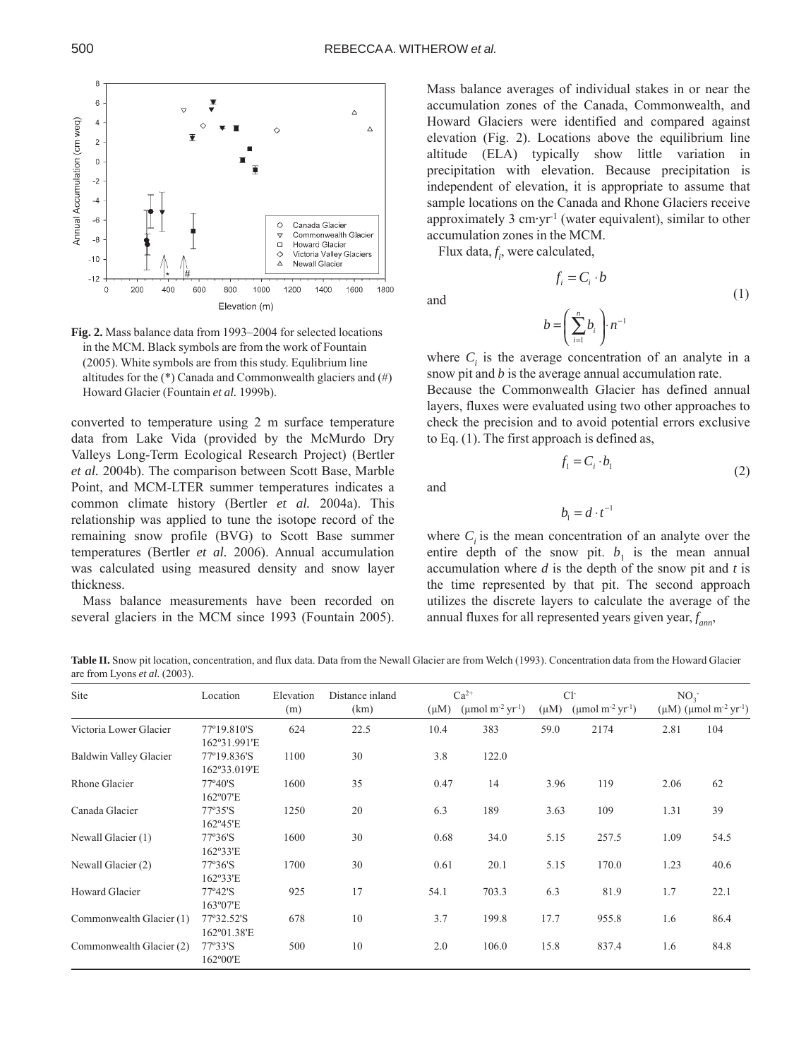Fig. 2. Mass balance data from 1993–2004 for selected locations in the MCM. Black symbols are from the work of Fountain (2005). White symbols are from this study. Equilibrium line altitudes for the (*) Canada and Commonwealth glaciers and (#) Howard Glacier (Fountain *et al.* 1999b).

converted to temperature using 2 m surface temperature data from Lake Vida (provided by the McMurdo Dry Valleys Long-Term Ecological Research Project) (Bertler *et al.* 2004b). The comparison between Scott Base, Marble Point, and MCM-LTER summer temperatures indicates a common climate history (Bertler *et al.* 2004a). This relationship was applied to tune the isotope record of the remaining snow profile (BVG) to Scott Base summer temperatures (Bertler *et al.* 2006). Annual accumulation was calculated using measured density and snow layer thickness.

Mass balance measurements have been recorded on several glaciers in the MCM since 1993 (Fountain 2005). Mass balance averages of individual stakes in or near the accumulation zones of the Canada, Commonwealth, and Howard Glaciers were identified and compared against elevation (Fig. 2). Locations above the equilibrium line altitude (ELA) typically show little variation in precipitation with elevation. Because precipitation is independent of elevation, it is appropriate to assume that sample locations on the Canada and Rhone Glaciers receive approximately 3 cm·yr$^{-1}$ (water equivalent), similar to other accumulation zones in the MCM.

Flux data, $f_i$, were calculated,

$$f_i = C_i \cdot b$$

and

$$b = \left( \sum_{i=1}^{n} b_i \right) \cdot n^{-1} \tag{1}$$

where $C_i$ is the average concentration of an analyte in a snow pit and $b$ is the average annual accumulation rate.

Because the Commonwealth Glacier has defined annual layers, fluxes were evaluated using two other approaches to check the precision and to avoid potential errors exclusive to Eq. (1). The first approach is defined as,

$$f_1 = C_i \cdot b_1 \tag{2}$$

and

$$b_1 = d \cdot t^{-1}$$

where $C_i$ is the mean concentration of an analyte over the entire depth of the snow pit. $b_1$ is the mean annual accumulation where $d$ is the depth of the snow pit and $t$ is the time represented by that pit. The second approach utilizes the discrete layers to calculate the average of the annual fluxes for all represented years given year, $f_{ann}$,

**Table II.** Snow pit location, concentration, and flux data. Data from the Newall Glacier are from Welch (1993). Concentration data from the Howard Glacier are from Lyons *et al.* (2003).

| Site | Location | Elevation (m) | Distance inland (km) | $Ca^{2+}$ (μM) | $Ca^{2+}$ (μmol m$^{-2}$ yr$^{-1}$) | $Cl^-$ (μM) | $Cl^-$ (μmol m$^{-2}$ yr$^{-1}$) | $NO_3^-$ (μM) | $NO_3^-$ (μmol m$^{-2}$ yr$^{-1}$) |
|---|---|---|---|---|---|---|---|---|---|
| Victoria Lower Glacier | 77º19.810'S 162º31.991'E | 624 | 22.5 | 10.4 | 383 | 59.0 | 2174 | 2.81 | 104 |
| Baldwin Valley Glacier | 77º19.836'S 162º33.019'E | 1100 | 30 | 3.8 | 122.0 | | | | |
| Rhone Glacier | 77º40'S 162º07'E | 1600 | 35 | 0.47 | 14 | 3.96 | 119 | 2.06 | 62 |
| Canada Glacier | 77º35'S 162º45'E | 1250 | 20 | 6.3 | 189 | 3.63 | 109 | 1.31 | 39 |
| Newall Glacier (1) | 77º36'S 162º33'E | 1600 | 30 | 0.68 | 34.0 | 5.15 | 257.5 | 1.09 | 54.5 |
| Newall Glacier (2) | 77º36'S 162º33'E | 1700 | 30 | 0.61 | 20.1 | 5.15 | 170.0 | 1.23 | 40.6 |
| Howard Glacier | 77º42'S 163º07'E | 925 | 17 | 54.1 | 703.3 | 6.3 | 81.9 | 1.7 | 22.1 |
| Commonwealth Glacier (1) | 77º32.52'S 162º01.38'E | 678 | 10 | 3.7 | 199.8 | 17.7 | 955.8 | 1.6 | 86.4 |
| Commonwealth Glacier (2) | 77º33'S 162º00'E | 500 | 10 | 2.0 | 106.0 | 15.8 | 837.4 | 1.6 | 84.8 |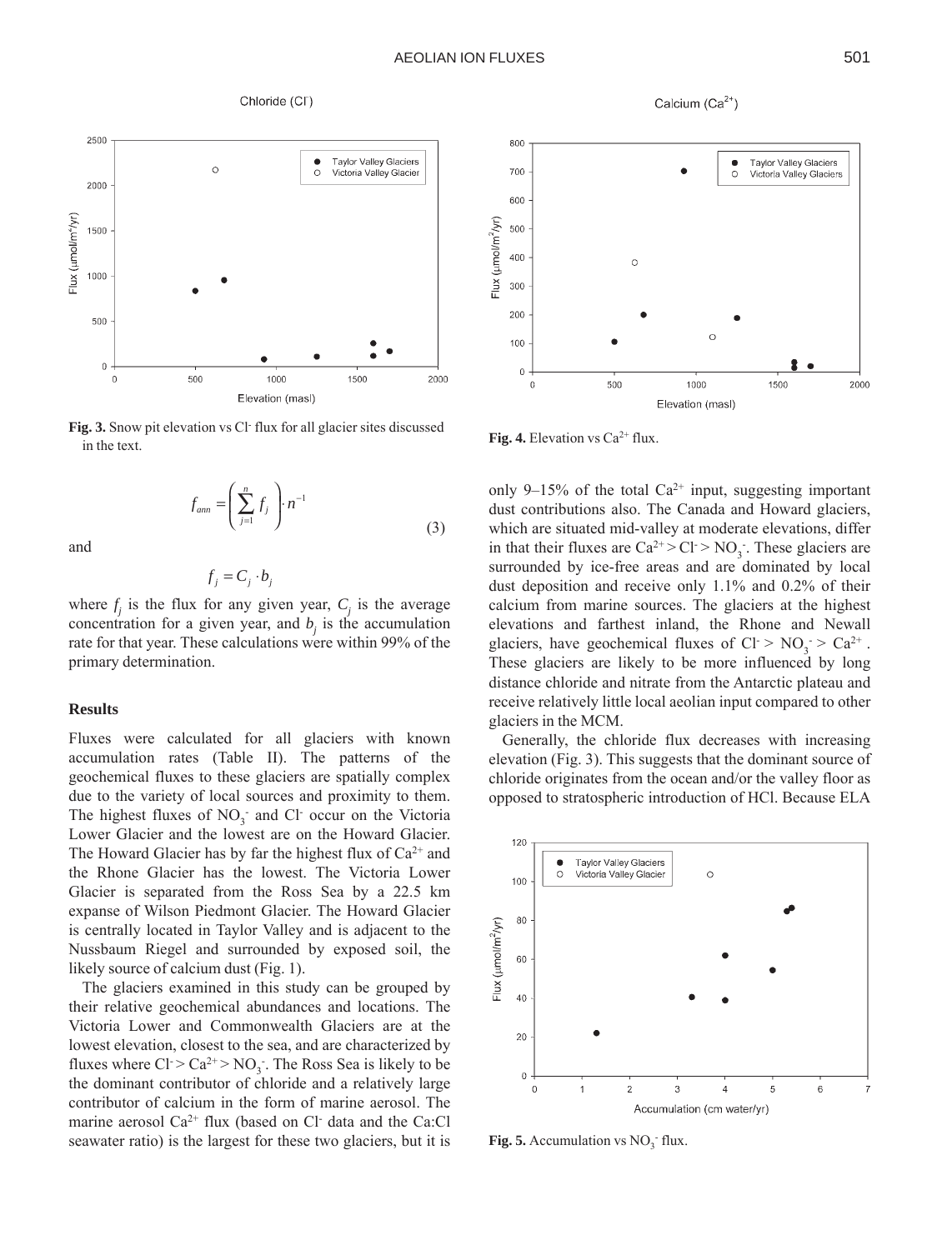Fig. 3. Snow pit elevation vs $Cl^-$ flux for all glacier sites discussed in the text.

Fig. 4. Elevation vs $Ca^{2+}$ flux.

$$f_{ann} = \left( \sum_{j=1}^{n} f_j \right) \cdot n^{-1} \tag{3}$$

and

$$f_j = C_j \cdot b_j$$

where $f_j$ is the flux for any given year, $C_j$ is the average concentration for a given year, and $b_j$ is the accumulation rate for that year. These calculations were within 99% of the primary determination.

### Results

Fluxes were calculated for all glaciers with known accumulation rates (Table II). The patterns of the geochemical fluxes to these glaciers are spatially complex due to the variety of local sources and proximity to them. The highest fluxes of $NO_3^-$ and $Cl^-$ occur on the Victoria Lower Glacier and the lowest are on the Howard Glacier. The Howard Glacier has by far the highest flux of $Ca^{2+}$ and the Rhone Glacier has the lowest. The Victoria Lower Glacier is separated from the Ross Sea by a 22.5 km expanse of Wilson Piedmont Glacier. The Howard Glacier is centrally located in Taylor Valley and is adjacent to the Nussbaum Riegel and surrounded by exposed soil, the likely source of calcium dust (Fig. 1).

The glaciers examined in this study can be grouped by their relative geochemical abundances and locations. The Victoria Lower and Commonwealth Glaciers are at the lowest elevation, closest to the sea, and are characterized by fluxes where $Cl^- > Ca^{2+} > NO_3^-$. The Ross Sea is likely to be the dominant contributor of chloride and a relatively large contributor of calcium in the form of marine aerosol. The marine aerosol $Ca^{2+}$ flux (based on $Cl^-$ data and the Ca:Cl seawater ratio) is the largest for these two glaciers, but it is only 9–15% of the total $Ca^{2+}$ input, suggesting important dust contributions also. The Canada and Howard glaciers, which are situated mid-valley at moderate elevations, differ in that their fluxes are $Ca^{2+} > Cl^- > NO_3^-$. These glaciers are surrounded by ice-free areas and are dominated by local dust deposition and receive only 1.1% and 0.2% of their calcium from marine sources. The glaciers at the highest elevations and farthest inland, the Rhone and Newall glaciers, have geochemical fluxes of $Cl^- > NO_3^- > Ca^{2+}$. These glaciers are likely to be more influenced by long distance chloride and nitrate from the Antarctic plateau and receive relatively little local aeolian input compared to other glaciers in the MCM.

Generally, the chloride flux decreases with increasing elevation (Fig. 3). This suggests that the dominant source of chloride originates from the ocean and/or the valley floor as opposed to stratospheric introduction of HCl. Because ELA

Fig. 5. Accumulation vs $NO_3^-$ flux.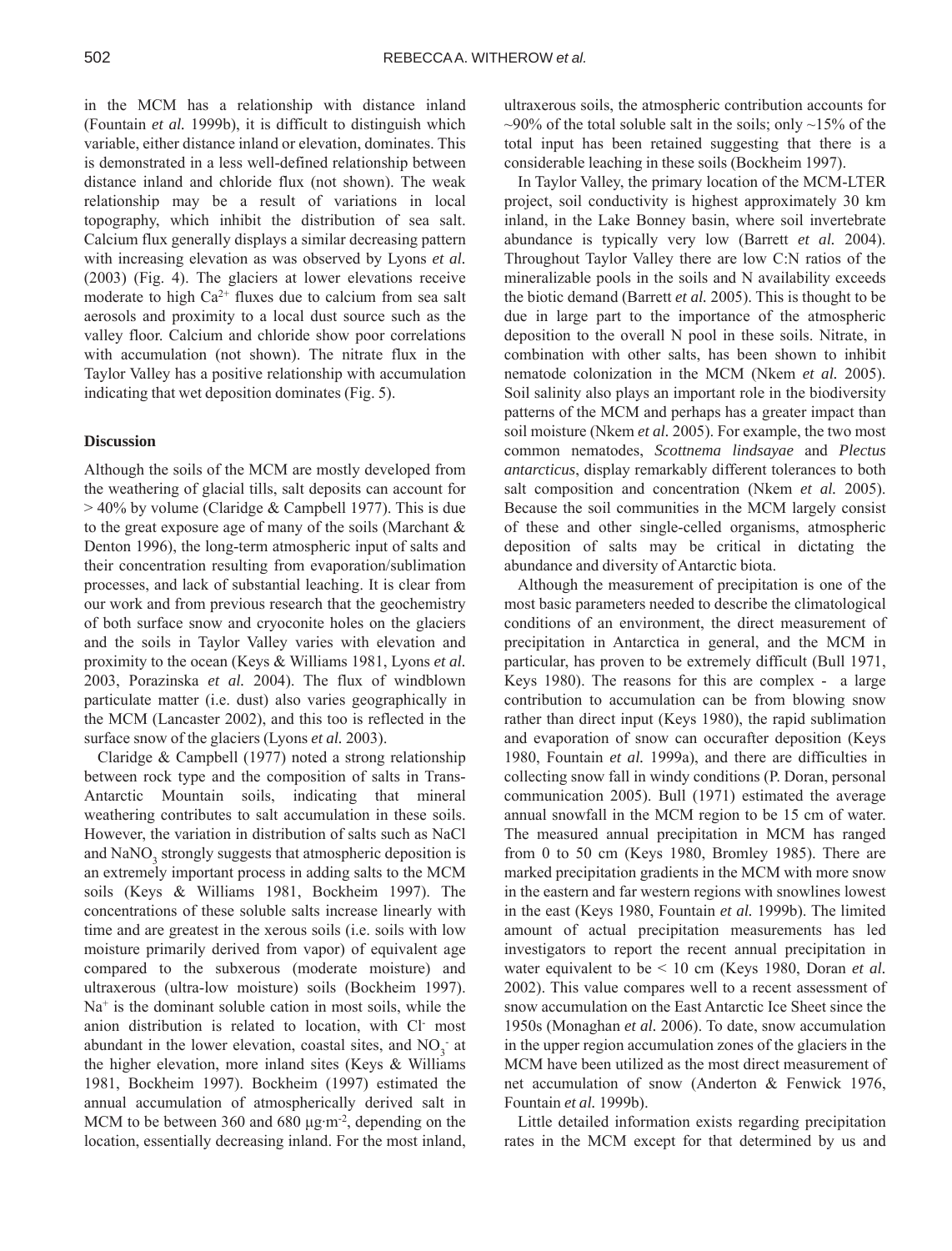in the MCM has a relationship with distance inland (Fountain *et al.* 1999b), it is difficult to distinguish which variable, either distance inland or elevation, dominates. This is demonstrated in a less well-defined relationship between distance inland and chloride flux (not shown). The weak relationship may be a result of variations in local topography, which inhibit the distribution of sea salt. Calcium flux generally displays a similar decreasing pattern with increasing elevation as was observed by Lyons *et al.* (2003) (Fig. 4). The glaciers at lower elevations receive moderate to high $Ca^{2+}$ fluxes due to calcium from sea salt aerosols and proximity to a local dust source such as the valley floor. Calcium and chloride show poor correlations with accumulation (not shown). The nitrate flux in the Taylor Valley has a positive relationship with accumulation indicating that wet deposition dominates (Fig. 5).

## Discussion

Although the soils of the MCM are mostly developed from the weathering of glacial tills, salt deposits can account for > 40% by volume (Claridge & Campbell 1977). This is due to the great exposure age of many of the soils (Marchant & Denton 1996), the long-term atmospheric input of salts and their concentration resulting from evaporation/sublimation processes, and lack of substantial leaching. It is clear from our work and from previous research that the geochemistry of both surface snow and cryoconite holes on the glaciers and the soils in Taylor Valley varies with elevation and proximity to the ocean (Keys & Williams 1981, Lyons *et al.* 2003, Porazinska *et al.* 2004). The flux of windblown particulate matter (i.e. dust) also varies geographically in the MCM (Lancaster 2002), and this too is reflected in the surface snow of the glaciers (Lyons *et al.* 2003).

Claridge & Campbell (1977) noted a strong relationship between rock type and the composition of salts in Trans-Antarctic Mountain soils, indicating that mineral weathering contributes to salt accumulation in these soils. However, the variation in distribution of salts such as NaCl and $NaNO_3$ strongly suggests that atmospheric deposition is an extremely important process in adding salts to the MCM soils (Keys & Williams 1981, Bockheim 1997). The concentrations of these soluble salts increase linearly with time and are greatest in the xerous soils (i.e. soils with low moisture primarily derived from vapor) of equivalent age compared to the subxerous (moderate moisture) and ultraxerous (ultra-low moisture) soils (Bockheim 1997). $Na^+$ is the dominant soluble cation in most soils, while the anion distribution is related to location, with $Cl^-$ most abundant in the lower elevation, coastal sites, and $NO_3^-$ at the higher elevation, more inland sites (Keys & Williams 1981, Bockheim 1997). Bockheim (1997) estimated the annual accumulation of atmospherically derived salt in MCM to be between 360 and 680 $\mu g \cdot m^{-2}$, depending on the location, essentially decreasing inland. For the most inland, ultraxerous soils, the atmospheric contribution accounts for ~90% of the total soluble salt in the soils; only ~15% of the total input has been retained suggesting that there is a considerable leaching in these soils (Bockheim 1997).

In Taylor Valley, the primary location of the MCM-LTER project, soil conductivity is highest approximately 30 km inland, in the Lake Bonney basin, where soil invertebrate abundance is typically very low (Barrett *et al.* 2004). Throughout Taylor Valley there are low C:N ratios of the mineralizable pools in the soils and N availability exceeds the biotic demand (Barrett *et al.* 2005). This is thought to be due in large part to the importance of the atmospheric deposition to the overall N pool in these soils. Nitrate, in combination with other salts, has been shown to inhibit nematode colonization in the MCM (Nkem *et al.* 2005). Soil salinity also plays an important role in the biodiversity patterns of the MCM and perhaps has a greater impact than soil moisture (Nkem *et al.* 2005). For example, the two most common nematodes, *Scottnema lindsayae* and *Plectus antarcticus*, display remarkably different tolerances to both salt composition and concentration (Nkem *et al.* 2005). Because the soil communities in the MCM largely consist of these and other single-celled organisms, atmospheric deposition of salts may be critical in dictating the abundance and diversity of Antarctic biota.

Although the measurement of precipitation is one of the most basic parameters needed to describe the climatological conditions of an environment, the direct measurement of precipitation in Antarctica in general, and the MCM in particular, has proven to be extremely difficult (Bull 1971, Keys 1980). The reasons for this are complex - a large contribution to accumulation can be from blowing snow rather than direct input (Keys 1980), the rapid sublimation and evaporation of snow can occurafter deposition (Keys 1980, Fountain *et al.* 1999a), and there are difficulties in collecting snow fall in windy conditions (P. Doran, personal communication 2005). Bull (1971) estimated the average annual snowfall in the MCM region to be 15 cm of water. The measured annual precipitation in MCM has ranged from 0 to 50 cm (Keys 1980, Bromley 1985). There are marked precipitation gradients in the MCM with more snow in the eastern and far western regions with snowlines lowest in the east (Keys 1980, Fountain *et al.* 1999b). The limited amount of actual precipitation measurements has led investigators to report the recent annual precipitation in water equivalent to be < 10 cm (Keys 1980, Doran *et al.* 2002). This value compares well to a recent assessment of snow accumulation on the East Antarctic Ice Sheet since the 1950s (Monaghan *et al.* 2006). To date, snow accumulation in the upper region accumulation zones of the glaciers in the MCM have been utilized as the most direct measurement of net accumulation of snow (Anderton & Fenwick 1976, Fountain *et al.* 1999b).

Little detailed information exists regarding precipitation rates in the MCM except for that determined by us and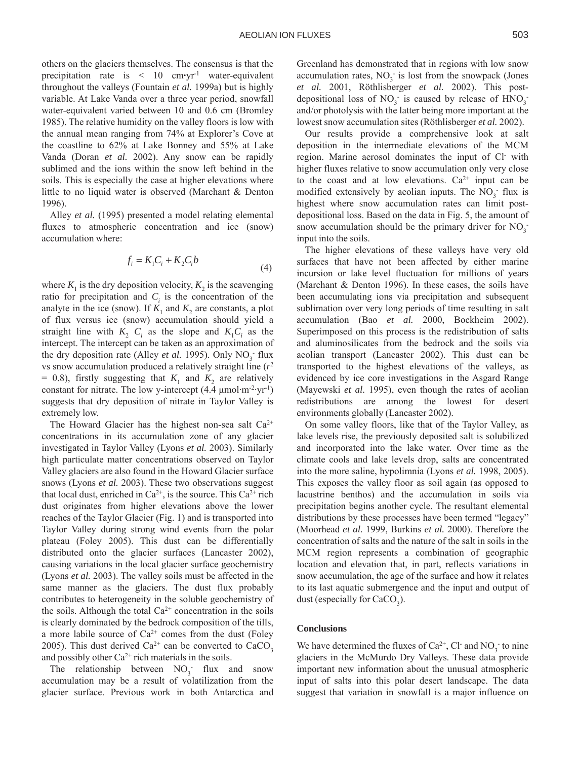others on the glaciers themselves. The consensus is that the precipitation rate is < 10 cm•yr$^{-1}$ water-equivalent throughout the valleys (Fountain *et al.* 1999a) but is highly variable. At Lake Vanda over a three year period, snowfall water-equivalent varied between 10 and 0.6 cm (Bromley 1985). The relative humidity on the valley floors is low with the annual mean ranging from 74% at Explorer's Cove at the coastline to 62% at Lake Bonney and 55% at Lake Vanda (Doran *et al.* 2002). Any snow can be rapidly sublimed and the ions within the snow left behind in the soils. This is especially the case at higher elevations where little to no liquid water is observed (Marchant & Denton 1996).

Alley *et al.* (1995) presented a model relating elemental fluxes to atmospheric concentration and ice (snow) accumulation where:

$$f_i = K_1 C_i + K_2 C_i b \tag{4}$$

where $K_1$ is the dry deposition velocity, $K_2$ is the scavenging ratio for precipitation and $C_i$ is the concentration of the analyte in the ice (snow). If $K_1$ and $K_2$ are constants, a plot of flux versus ice (snow) accumulation should yield a straight line with $K_2$ $C_i$ as the slope and $K_1 C_i$ as the intercept. The intercept can be taken as an approximation of the dry deposition rate (Alley *et al.* 1995). Only $NO_3^-$ flux vs snow accumulation produced a relatively straight line ($r^2$ = 0.8), firstly suggesting that $K_1$ and $K_2$ are relatively constant for nitrate. The low y-intercept (4.4 µmol·m$^{-2}$·yr$^{-1}$) suggests that dry deposition of nitrate in Taylor Valley is extremely low.

The Howard Glacier has the highest non-sea salt $Ca^{2+}$ concentrations in its accumulation zone of any glacier investigated in Taylor Valley (Lyons *et al.* 2003). Similarly high particulate matter concentrations observed on Taylor Valley glaciers are also found in the Howard Glacier surface snows (Lyons *et al.* 2003). These two observations suggest that local dust, enriched in $Ca^{2+}$, is the source. This $Ca^{2+}$ rich dust originates from higher elevations above the lower reaches of the Taylor Glacier (Fig. 1) and is transported into Taylor Valley during strong wind events from the polar plateau (Foley 2005). This dust can be differentially distributed onto the glacier surfaces (Lancaster 2002), causing variations in the local glacier surface geochemistry (Lyons *et al.* 2003). The valley soils must be affected in the same manner as the glaciers. The dust flux probably contributes to heterogeneity in the soluble geochemistry of the soils. Although the total $Ca^{2+}$ concentration in the soils is clearly dominated by the bedrock composition of the tills, a more labile source of $Ca^{2+}$ comes from the dust (Foley 2005). This dust derived $Ca^{2+}$ can be converted to $CaCO_3$ and possibly other $Ca^{2+}$ rich materials in the soils.

The relationship between $NO_3^-$ flux and snow accumulation may be a result of volatilization from the glacier surface. Previous work in both Antarctica and Greenland has demonstrated that in regions with low snow accumulation rates, $NO_3^-$ is lost from the snowpack (Jones *et al.* 2001, Röthlisberger *et al.* 2002). This post-depositional loss of $NO_3^-$ is caused by release of $HNO_3^-$ and/or photolysis with the latter being more important at the lowest snow accumulation sites (Röthlisberger *et al.* 2002).

Our results provide a comprehensive look at salt deposition in the intermediate elevations of the MCM region. Marine aerosol dominates the input of $Cl^-$ with higher fluxes relative to snow accumulation only very close to the coast and at low elevations. $Ca^{2+}$ input can be modified extensively by aeolian inputs. The $NO_3^-$ flux is highest where snow accumulation rates can limit post-depositional loss. Based on the data in Fig. 5, the amount of snow accumulation should be the primary driver for $NO_3^-$ input into the soils.

The higher elevations of these valleys have very old surfaces that have not been affected by either marine incursion or lake level fluctuation for millions of years (Marchant & Denton 1996). In these cases, the soils have been accumulating ions via precipitation and subsequent sublimation over very long periods of time resulting in salt accumulation (Bao *et al.* 2000, Bockheim 2002). Superimposed on this process is the redistribution of salts and aluminosilicates from the bedrock and the soils via aeolian transport (Lancaster 2002). This dust can be transported to the highest elevations of the valleys, as evidenced by ice core investigations in the Asgard Range (Mayewski *et al.* 1995), even though the rates of aeolian redistributions are among the lowest for desert environments globally (Lancaster 2002).

On some valley floors, like that of the Taylor Valley, as lake levels rise, the previously deposited salt is solubilized and incorporated into the lake water. Over time as the climate cools and lake levels drop, salts are concentrated into the more saline, hypolimnia (Lyons *et al.* 1998, 2005). This exposes the valley floor as soil again (as opposed to lacustrine benthos) and the accumulation in soils via precipitation begins another cycle. The resultant elemental distributions by these processes have been termed "legacy" (Moorhead *et al.* 1999, Burkins *et al.* 2000). Therefore the concentration of salts and the nature of the salt in soils in the MCM region represents a combination of geographic location and elevation that, in part, reflects variations in snow accumulation, the age of the surface and how it relates to its last aquatic submergence and the input and output of dust (especially for $CaCO_3$).

## Conclusions

We have determined the fluxes of $Ca^{2+}$, $Cl^-$ and $NO_3^-$ to nine glaciers in the McMurdo Dry Valleys. These data provide important new information about the unusual atmospheric input of salts into this polar desert landscape. The data suggest that variation in snowfall is a major influence on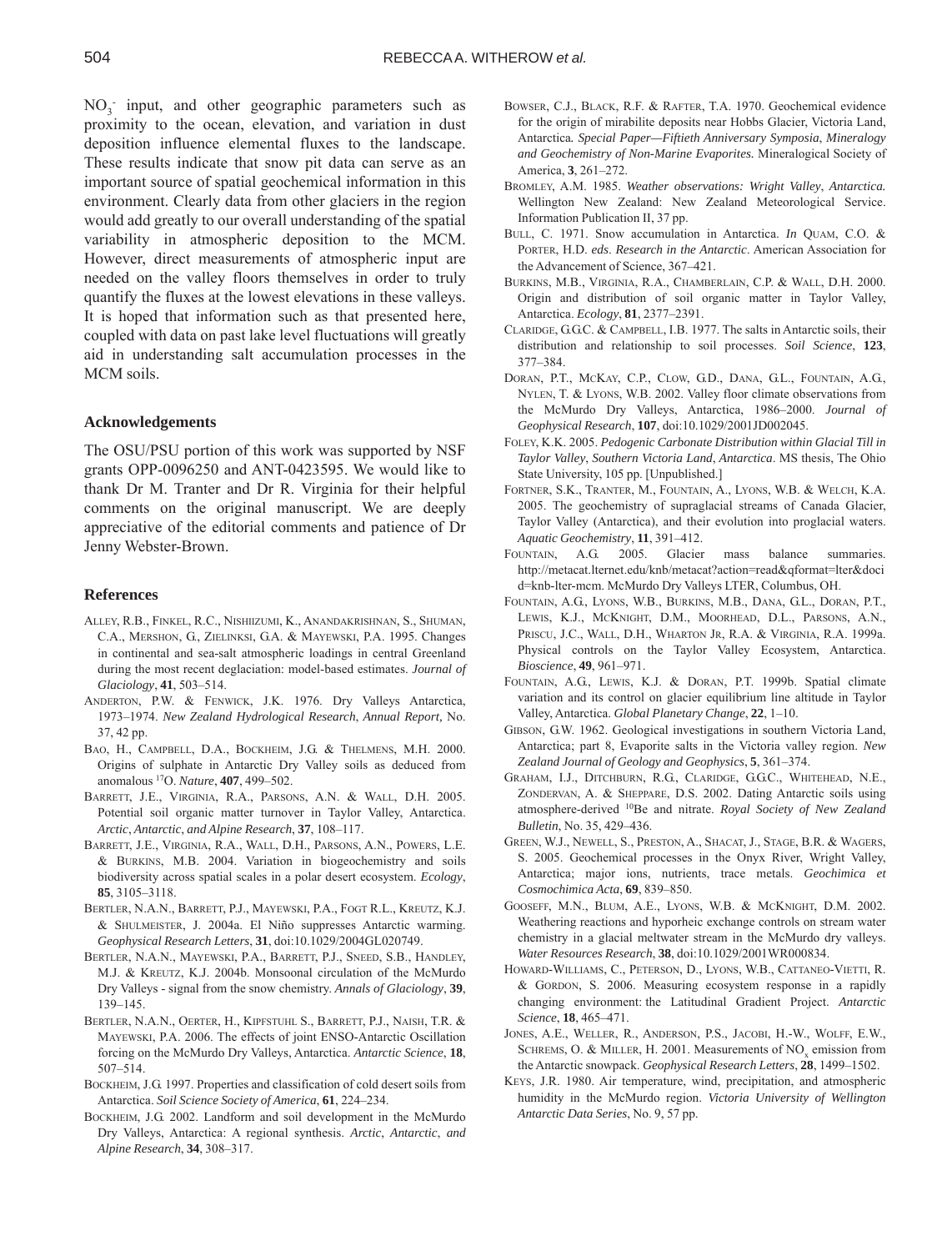$NO_3^-$ input, and other geographic parameters such as proximity to the ocean, elevation, and variation in dust deposition influence elemental fluxes to the landscape. These results indicate that snow pit data can serve as an important source of spatial geochemical information in this environment. Clearly data from other glaciers in the region would add greatly to our overall understanding of the spatial variability in atmospheric deposition to the MCM. However, direct measurements of atmospheric input are needed on the valley floors themselves in order to truly quantify the fluxes at the lowest elevations in these valleys. It is hoped that information such as that presented here, coupled with data on past lake level fluctuations will greatly aid in understanding salt accumulation processes in the MCM soils.

## Acknowledgements

The OSU/PSU portion of this work was supported by NSF grants OPP-0096250 and ANT-0423595. We would like to thank Dr M. Tranter and Dr R. Virginia for their helpful comments on the original manuscript. We are deeply appreciative of the editorial comments and patience of Dr Jenny Webster-Brown.

## References

ALLEY, R.B., FINKEL, R.C., NISHIIZUMI, K., ANANDAKRISHNAN, S., SHUMAN, C.A., MERSHON, G., ZIELINKSI, G.A. & MAYEWSKI, P.A. 1995. Changes in continental and sea-salt atmospheric loadings in central Greenland during the most recent deglaciation: model-based estimates. *Journal of Glaciology*, **41**, 503–514.

ANDERTON, P.W. & FENWICK, J.K. 1976. Dry Valleys Antarctica, 1973–1974. *New Zealand Hydrological Research*, *Annual Report*, No. 37, 42 pp.

BAO, H., CAMPBELL, D.A., BOCKHEIM, J.G. & THELMENS, M.H. 2000. Origins of sulphate in Antarctic Dry Valley soils as deduced from anomalous $^{17}$O. *Nature*, **407**, 499–502.

BARRETT, J.E., VIRGINIA, R.A., PARSONS, A.N. & WALL, D.H. 2005. Potential soil organic matter turnover in Taylor Valley, Antarctica. *Arctic*, *Antarctic*, *and Alpine Research*, **37**, 108–117.

BARRETT, J.E., VIRGINIA, R.A., WALL, D.H., PARSONS, A.N., POWERS, L.E. & BURKINS, M.B. 2004. Variation in biogeochemistry and soils biodiversity across spatial scales in a polar desert ecosystem. *Ecology*, **85**, 3105–3118.

BERTLER, N.A.N., BARRETT, P.J., MAYEWSKI, P.A., FOGT R.L., KREUTZ, K.J. & SHULMEISTER, J. 2004a. El Niño suppresses Antarctic warming. *Geophysical Research Letters*, **31**, doi:10.1029/2004GL020749.

BERTLER, N.A.N., MAYEWSKI, P.A., BARRETT, P.J., SNEED, S.B., HANDLEY, M.J. & KREUTZ, K.J. 2004b. Monsoonal circulation of the McMurdo Dry Valleys - signal from the snow chemistry. *Annals of Glaciology*, **39**, 139–145.

BERTLER, N.A.N., OERTER, H., KIPFSTUHL S., BARRETT, P.J., NAISH, T.R. & MAYEWSKI, P.A. 2006. The effects of joint ENSO-Antarctic Oscillation forcing on the McMurdo Dry Valleys, Antarctica. *Antarctic Science*, **18**, 507–514.

BOCKHEIM, J.G. 1997. Properties and classification of cold desert soils from Antarctica. *Soil Science Society of America*, **61**, 224–234.

BOCKHEIM, J.G. 2002. Landform and soil development in the McMurdo Dry Valleys, Antarctica: A regional synthesis. *Arctic*, *Antarctic*, *and Alpine Research*, **34**, 308–317.

BOWSER, C.J., BLACK, R.F. & RAFTER, T.A. 1970. Geochemical evidence for the origin of mirabilite deposits near Hobbs Glacier, Victoria Land, Antarctica. *Special Paper—Fiftieth Anniversary Symposia*, *Mineralogy and Geochemistry of Non-Marine Evaporites.* Mineralogical Society of America, **3**, 261–272.

BROMLEY, A.M. 1985. *Weather observations: Wright Valley*, *Antarctica.* Wellington New Zealand: New Zealand Meteorological Service. Information Publication II, 37 pp.

BULL, C. 1971. Snow accumulation in Antarctica. *In* QUAM, C.O. & PORTER, H.D. *eds*. *Research in the Antarctic*. American Association for the Advancement of Science, 367–421.

BURKINS, M.B., VIRGINIA, R.A., CHAMBERLAIN, C.P. & WALL, D.H. 2000. Origin and distribution of soil organic matter in Taylor Valley, Antarctica. *Ecology*, **81**, 2377–2391.

CLARIDGE, G.G.C. & CAMPBELL, I.B. 1977. The salts in Antarctic soils, their distribution and relationship to soil processes. *Soil Science*, **123**, 377–384.

DORAN, P.T., MCKAY, C.P., CLOW, G.D., DANA, G.L., FOUNTAIN, A.G., NYLEN, T. & LYONS, W.B. 2002. Valley floor climate observations from the McMurdo Dry Valleys, Antarctica, 1986–2000. *Journal of Geophysical Research*, **107**, doi:10.1029/2001JD002045.

FOLEY, K.K. 2005. *Pedogenic Carbonate Distribution within Glacial Till in Taylor Valley*, *Southern Victoria Land*, *Antarctica*. MS thesis, The Ohio State University, 105 pp. [Unpublished.]

FORTNER, S.K., TRANTER, M., FOUNTAIN, A., LYONS, W.B. & WELCH, K.A. 2005. The geochemistry of supraglacial streams of Canada Glacier, Taylor Valley (Antarctica), and their evolution into proglacial waters. *Aquatic Geochemistry*, **11**, 391–412.

FOUNTAIN, A.G. 2005. Glacier mass balance summaries. http://metacat.lternet.edu/knb/metacat?action=read&qformat=lter&docid=knb-lter-mcm. McMurdo Dry Valleys LTER, Columbus, OH.

FOUNTAIN, A.G., LYONS, W.B., BURKINS, M.B., DANA, G.L., DORAN, P.T., LEWIS, K.J., MCKNIGHT, D.M., MOORHEAD, D.L., PARSONS, A.N., PRISCU, J.C., WALL, D.H., WHARTON JR, R.A. & VIRGINIA, R.A. 1999a. Physical controls on the Taylor Valley Ecosystem, Antarctica. *Bioscience*, **49**, 961–971.

FOUNTAIN, A.G., LEWIS, K.J. & DORAN, P.T. 1999b. Spatial climate variation and its control on glacier equilibrium line altitude in Taylor Valley, Antarctica. *Global Planetary Change*, **22**, 1–10.

GIBSON, G.W. 1962. Geological investigations in southern Victoria Land, Antarctica; part 8, Evaporite salts in the Victoria valley region. *New Zealand Journal of Geology and Geophysics*, **5**, 361–374.

GRAHAM, I.J., DITCHBURN, R.G., CLARIDGE, G.G.C., WHITEHEAD, N.E., ZONDERVAN, A. & SHEPPARE, D.S. 2002. Dating Antarctic soils using atmosphere-derived $^{10}$Be and nitrate. *Royal Society of New Zealand Bulletin*, No. 35, 429–436.

GREEN, W.J., NEWELL, S., PRESTON, A., SHACAT, J., STAGE, B.R. & WAGERS, S. 2005. Geochemical processes in the Onyx River, Wright Valley, Antarctica; major ions, nutrients, trace metals. *Geochimica et Cosmochimica Acta*, **69**, 839–850.

GOOSEFF, M.N., BLUM, A.E., LYONS, W.B. & MCKNIGHT, D.M. 2002. Weathering reactions and hyporheic exchange controls on stream water chemistry in a glacial meltwater stream in the McMurdo dry valleys. *Water Resources Research*, **38**, doi:10.1029/2001WR000834.

HOWARD-WILLIAMS, C., PETERSON, D., LYONS, W.B., CATTANEO-VIETTI, R. & GORDON, S. 2006. Measuring ecosystem response in a rapidly changing environment: the Latitudinal Gradient Project. *Antarctic Science*, **18**, 465–471.

JONES, A.E., WELLER, R., ANDERSON, P.S., JACOBI, H.-W., WOLFF, E.W., SCHREMS, O. & MILLER, H. 2001. Measurements of $NO_x$ emission from the Antarctic snowpack. *Geophysical Research Letters*, **28**, 1499–1502.

KEYS, J.R. 1980. Air temperature, wind, precipitation, and atmospheric humidity in the McMurdo region. *Victoria University of Wellington Antarctic Data Series*, No. 9, 57 pp.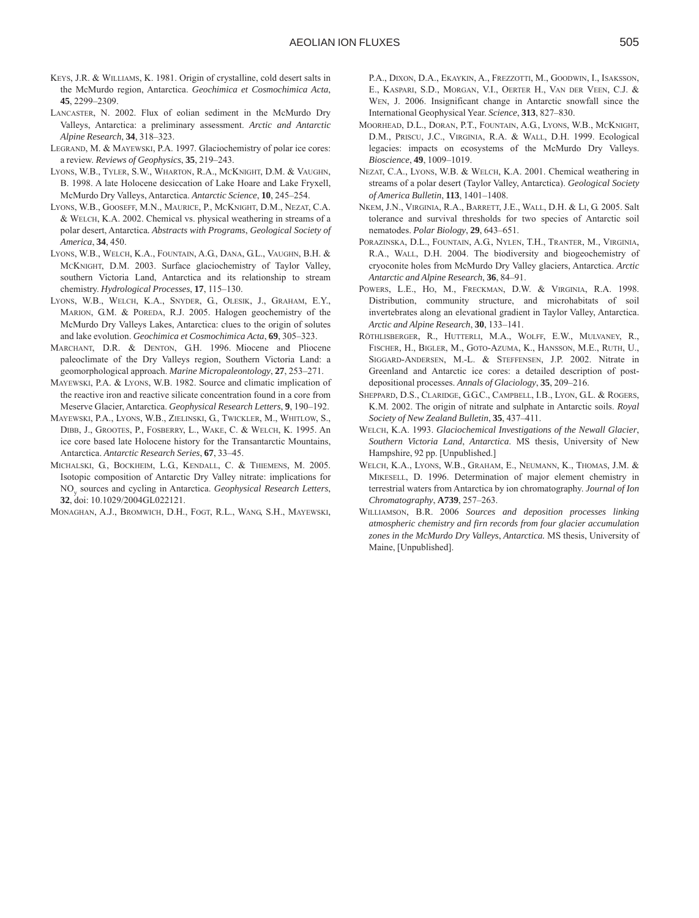KEYS, J.R. & WILLIAMS, K. 1981. Origin of crystalline, cold desert salts in the McMurdo region, Antarctica. *Geochimica et Cosmochimica Acta*, **45**, 2299–2309.

LANCASTER, N. 2002. Flux of eolian sediment in the McMurdo Dry Valleys, Antarctica: a preliminary assessment. *Arctic and Antarctic Alpine Research*, **34**, 318–323.

LEGRAND, M. & MAYEWSKI, P.A. 1997. Glaciochemistry of polar ice cores: a review. *Reviews of Geophysics*, **35**, 219–243.

LYONS, W.B., TYLER, S.W., WHARTON, R.A., MCKNIGHT, D.M. & VAUGHN, B. 1998. A late Holocene desiccation of Lake Hoare and Lake Fryxell, McMurdo Dry Valleys, Antarctica. *Antarctic Science*, **10**, 245–254.

LYONS, W.B., GOOSEFF, M.N., MAURICE, P., MCKNIGHT, D.M., NEZAT, C.A. & WELCH, K.A. 2002. Chemical vs. physical weathering in streams of a polar desert, Antarctica. *Abstracts with Programs*, *Geological Society of America*, **34**, 450.

LYONS, W.B., WELCH, K.A., FOUNTAIN, A.G., DANA, G.L., VAUGHN, B.H. & MCKNIGHT, D.M. 2003. Surface glaciochemistry of Taylor Valley, southern Victoria Land, Antarctica and its relationship to stream chemistry. *Hydrological Processes*, **17**, 115–130.

LYONS, W.B., WELCH, K.A., SNYDER, G., OLESIK, J., GRAHAM, E.Y., MARION, G.M. & POREDA, R.J. 2005. Halogen geochemistry of the McMurdo Dry Valleys Lakes, Antarctica: clues to the origin of solutes and lake evolution. *Geochimica et Cosmochimica Acta*, **69**, 305–323.

MARCHANT, D.R. & DENTON, G.H. 1996. Miocene and Pliocene paleoclimate of the Dry Valleys region, Southern Victoria Land: a geomorphological approach. *Marine Micropaleontology*, **27**, 253–271.

MAYEWSKI, P.A. & LYONS, W.B. 1982. Source and climatic implication of the reactive iron and reactive silicate concentration found in a core from Meserve Glacier, Antarctica. *Geophysical Research Letters*, **9**, 190–192.

MAYEWSKI, P.A., LYONS, W.B., ZIELINSKI, G., TWICKLER, M., WHITLOW, S., DIBB, J., GROOTES, P., FOSBERRY, L., WAKE, C. & WELCH, K. 1995. An ice core based late Holocene history for the Transantarctic Mountains, Antarctica. *Antarctic Research Series*, **67**, 33–45.

MICHALSKI, G., BOCKHEIM, L.G., KENDALL, C. & THIEMENS, M. 2005. Isotopic composition of Antarctic Dry Valley nitrate: implications for $NO_y$ sources and cycling in Antarctica. *Geophysical Research Letters*, **32**, doi: 10.1029/2004GL022121.

MONAGHAN, A.J., BROMWICH, D.H., FOGT, R.L., WANG, S.H., MAYEWSKI, P.A., DIXON, D.A., EKAYKIN, A., FREZZOTTI, M., GOODWIN, I., ISAKSSON, E., KASPARI, S.D., MORGAN, V.I., OERTER H., VAN DER VEEN, C.J. & WEN, J. 2006. Insignificant change in Antarctic snowfall since the International Geophysical Year. *Science*, **313**, 827–830.

MOORHEAD, D.L., DORAN, P.T., FOUNTAIN, A.G., LYONS, W.B., MCKNIGHT, D.M., PRISCU, J.C., VIRGINIA, R.A. & WALL, D.H. 1999. Ecological legacies: impacts on ecosystems of the McMurdo Dry Valleys. *Bioscience*, **49**, 1009–1019.

NEZAT, C.A., LYONS, W.B. & WELCH, K.A. 2001. Chemical weathering in streams of a polar desert (Taylor Valley, Antarctica). *Geological Society of America Bulletin*, **113**, 1401–1408.

NKEM, J.N., VIRGINIA, R.A., BARRETT, J.E., WALL, D.H. & LI, G. 2005. Salt tolerance and survival thresholds for two species of Antarctic soil nematodes. *Polar Biology*, **29**, 643–651.

PORAZINSKA, D.L., FOUNTAIN, A.G., NYLEN, T.H., TRANTER, M., VIRGINIA, R.A., WALL, D.H. 2004. The biodiversity and biogeochemistry of cryoconite holes from McMurdo Dry Valley glaciers, Antarctica. *Arctic Antarctic and Alpine Research*, **36**, 84–91.

POWERS, L.E., HO, M., FRECKMAN, D.W. & VIRGINIA, R.A. 1998. Distribution, community structure, and microhabitats of soil invertebrates along an elevational gradient in Taylor Valley, Antarctica. *Arctic and Alpine Research*, **30**, 133–141.

RÖTHLISBERGER, R., HUTTERLI, M.A., WOLFF, E.W., MULVANEY, R., FISCHER, H., BIGLER, M., GOTO-AZUMA, K., HANSSON, M.E., RUTH, U., SIGGARD-ANDERSEN, M.-L. & STEFFENSEN, J.P. 2002. Nitrate in Greenland and Antarctic ice cores: a detailed description of post-depositional processes. *Annals of Glaciology*, **35**, 209–216.

SHEPPARD, D.S., CLARIDGE, G.G.C., CAMPBELL, I.B., LYON, G.L. & ROGERS, K.M. 2002. The origin of nitrate and sulphate in Antarctic soils. *Royal Society of New Zealand Bulletin*, **35**, 437–411.

WELCH, K.A. 1993. *Glaciochemical Investigations of the Newall Glacier*, *Southern Victoria Land*, *Antarctica*. MS thesis, University of New Hampshire, 92 pp. [Unpublished.]

WELCH, K.A., LYONS, W.B., GRAHAM, E., NEUMANN, K., THOMAS, J.M. & MIKESELL, D. 1996. Determination of major element chemistry in terrestrial waters from Antarctica by ion chromatography. *Journal of Ion Chromatography*, **A739**, 257–263.

WILLIAMSON, B.R. 2006 *Sources and deposition processes linking atmospheric chemistry and firn records from four glacier accumulation zones in the McMurdo Dry Valleys*, *Antarctica.* MS thesis, University of Maine, [Unpublished].